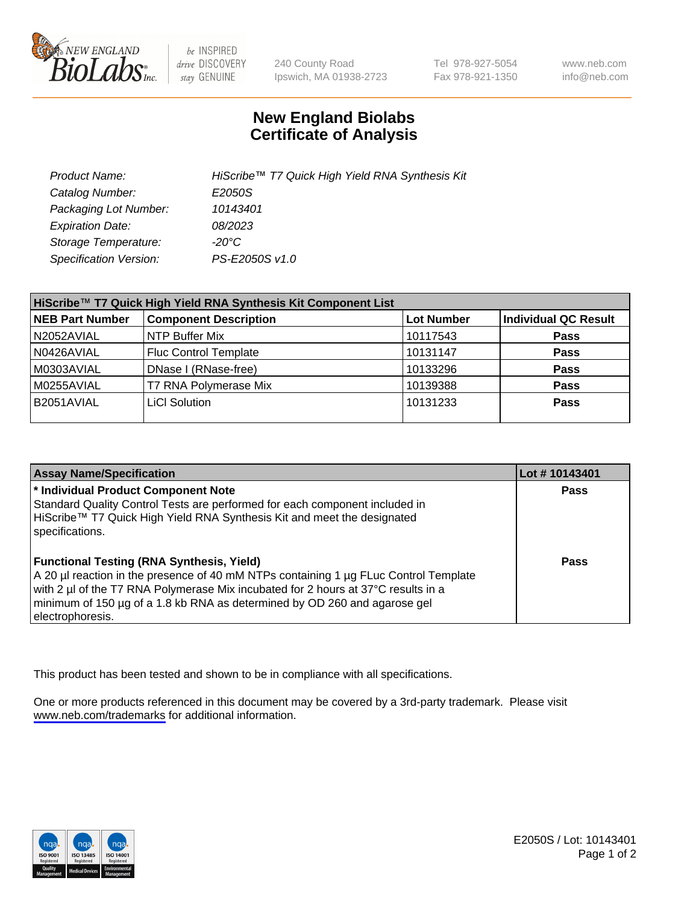240 County Road
Ipswich, MA 01938-2723

Tel 978-927-5054
Fax 978-921-1350

www.neb.com
info@neb.com

# New England Biolabs
# Certificate of Analysis

| | |
|---|---|
| *Product Name:* | *HiScribe™ T7 Quick High Yield RNA Synthesis Kit* |
| *Catalog Number:* | *E2050S* |
| *Packaging Lot Number:* | *10143401* |
| *Expiration Date:* | *08/2023* |
| *Storage Temperature:* | *-20°C* |
| *Specification Version:* | *PS-E2050S v1.0* |

**HiScribe™ T7 Quick High Yield RNA Synthesis Kit Component List**

| NEB Part Number | Component Description | Lot Number | Individual QC Result |
|---|---|---|---|
| N2052AVIAL | NTP Buffer Mix | 10117543 | **Pass** |
| N0426AVIAL | Fluc Control Template | 10131147 | **Pass** |
| M0303AVIAL | DNase I (RNase-free) | 10133296 | **Pass** |
| M0255AVIAL | T7 RNA Polymerase Mix | 10139388 | **Pass** |
| B2051AVIAL | LiCl Solution | 10131233 | **Pass** |

| Assay Name/Specification | Lot # 10143401 |
|---|---|
| **\* Individual Product Component Note**<br>Standard Quality Control Tests are performed for each component included in HiScribe™ T7 Quick High Yield RNA Synthesis Kit and meet the designated specifications. | **Pass** |
| **Functional Testing (RNA Synthesis, Yield)**<br>A 20 µl reaction in the presence of 40 mM NTPs containing 1 µg FLuc Control Template with 2 µl of the T7 RNA Polymerase Mix incubated for 2 hours at 37°C results in a minimum of 150 µg of a 1.8 kb RNA as determined by OD 260 and agarose gel electrophoresis. | **Pass** |

This product has been tested and shown to be in compliance with all specifications.

One or more products referenced in this document may be covered by a 3rd-party trademark. Please visit www.neb.com/trademarks for additional information.

E2050S / Lot: 10143401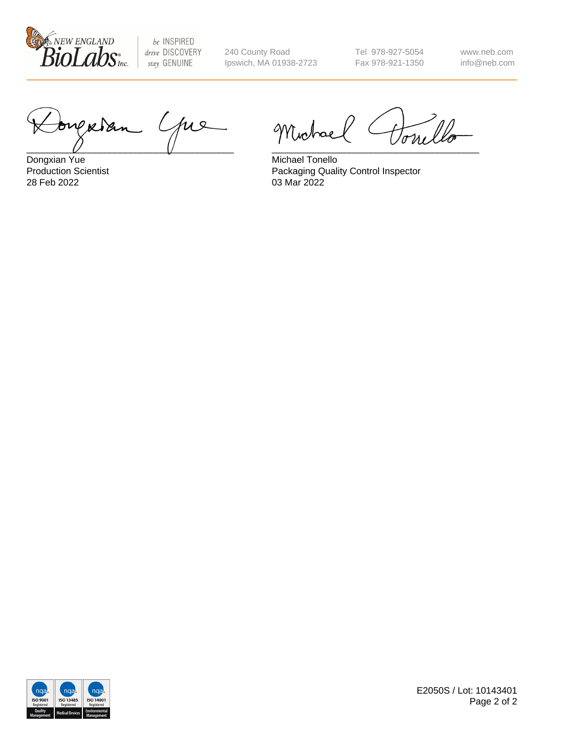Dongxian Yue
Production Scientist
28 Feb 2022

Michael Tonello
Packaging Quality Control Inspector
03 Mar 2022

E2050S / Lot: 10143401